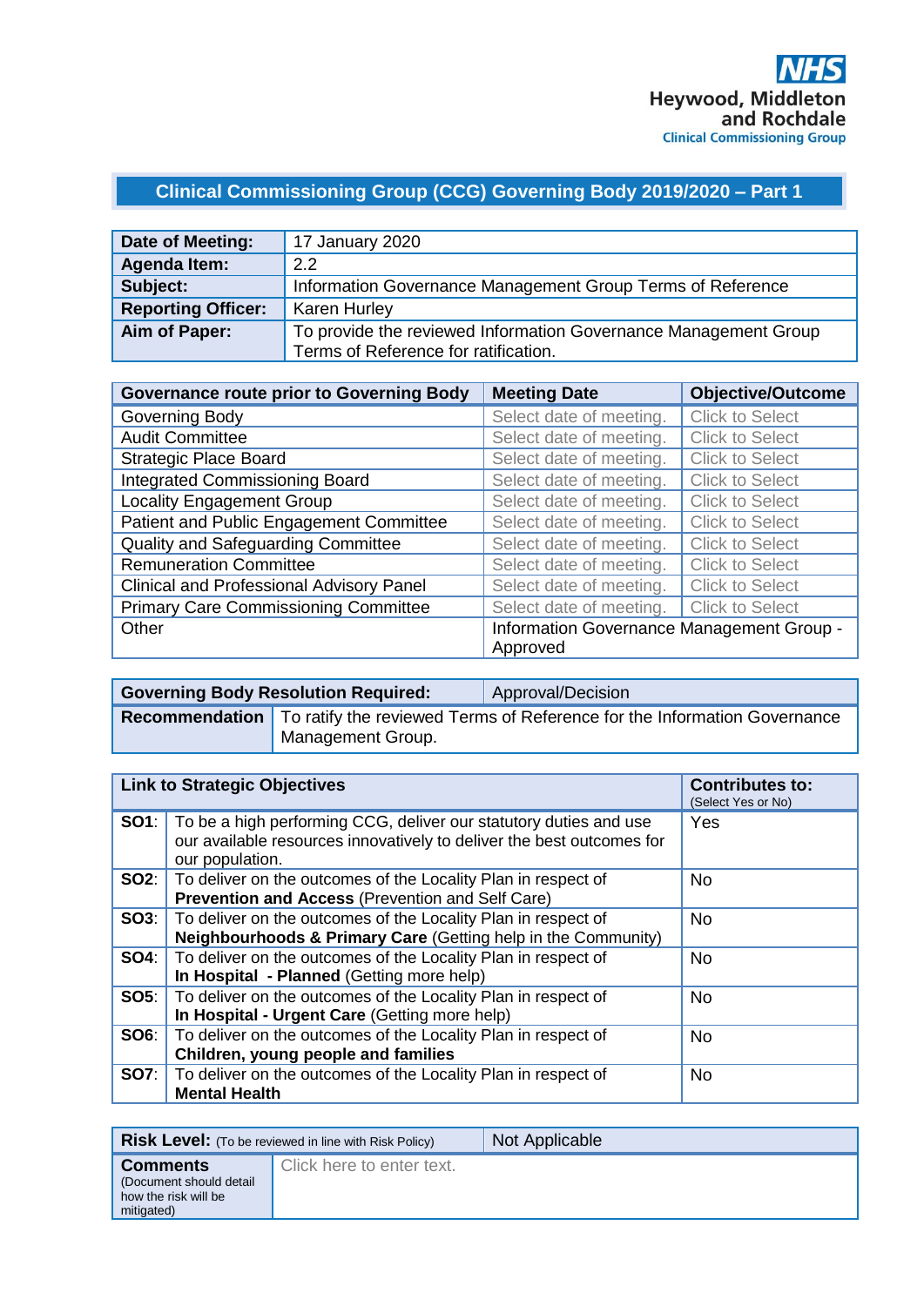NHS
Heywood, Middleton and Rochdale
Clinical Commissioning Group

# Clinical Commissioning Group (CCG) Governing Body 2019/2020 – Part 1

| **Date of Meeting:** | 17 January 2020 |
|---|---|
| **Agenda Item:** | 2.2 |
| **Subject:** | Information Governance Management Group Terms of Reference |
| **Reporting Officer:** | Karen Hurley |
| **Aim of Paper:** | To provide the reviewed Information Governance Management Group Terms of Reference for ratification. |

| **Governance route prior to Governing Body** | **Meeting Date** | **Objective/Outcome** |
|---|---|---|
| Governing Body | Select date of meeting. | Click to Select |
| Audit Committee | Select date of meeting. | Click to Select |
| Strategic Place Board | Select date of meeting. | Click to Select |
| Integrated Commissioning Board | Select date of meeting. | Click to Select |
| Locality Engagement Group | Select date of meeting. | Click to Select |
| Patient and Public Engagement Committee | Select date of meeting. | Click to Select |
| Quality and Safeguarding Committee | Select date of meeting. | Click to Select |
| Remuneration Committee | Select date of meeting. | Click to Select |
| Clinical and Professional Advisory Panel | Select date of meeting. | Click to Select |
| Primary Care Commissioning Committee | Select date of meeting. | Click to Select |
| Other | Information Governance Management Group - Approved | |

| **Governing Body Resolution Required:** | Approval/Decision |
|---|---|
| **Recommendation** | To ratify the reviewed Terms of Reference for the Information Governance Management Group. |

| **Link to Strategic Objectives** | | **Contributes to:** (Select Yes or No) |
|---|---|---|
| **SO1**: | To be a high performing CCG, deliver our statutory duties and use our available resources innovatively to deliver the best outcomes for our population. | Yes |
| **SO2**: | To deliver on the outcomes of the Locality Plan in respect of **Prevention and Access** (Prevention and Self Care) | No |
| **SO3**: | To deliver on the outcomes of the Locality Plan in respect of **Neighbourhoods & Primary Care** (Getting help in the Community) | No |
| **SO4**: | To deliver on the outcomes of the Locality Plan in respect of **In Hospital - Planned** (Getting more help) | No |
| **SO5**: | To deliver on the outcomes of the Locality Plan in respect of **In Hospital - Urgent Care** (Getting more help) | No |
| **SO6**: | To deliver on the outcomes of the Locality Plan in respect of **Children, young people and families** | No |
| **SO7**: | To deliver on the outcomes of the Locality Plan in respect of **Mental Health** | No |

| **Risk Level:** (To be reviewed in line with Risk Policy) | Not Applicable |
|---|---|
| **Comments** (Document should detail how the risk will be mitigated) | Click here to enter text. |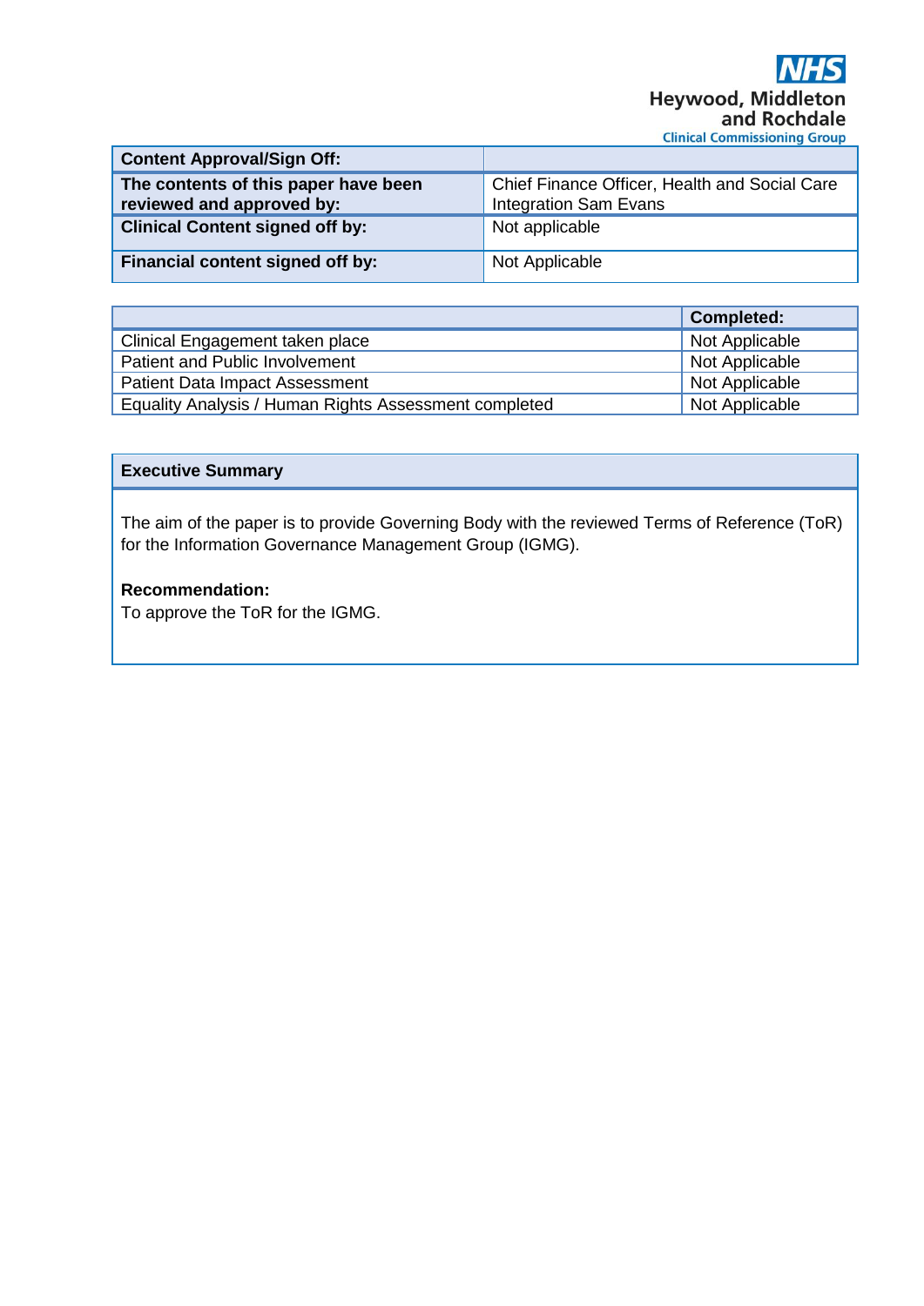NHS Heywood, Middleton and Rochdale Clinical Commissioning Group

| Content Approval/Sign Off: | |
|---|---|
| **The contents of this paper have been reviewed and approved by:** | Chief Finance Officer, Health and Social Care Integration Sam Evans |
| **Clinical Content signed off by:** | Not applicable |
| **Financial content signed off by:** | Not Applicable |

| | Completed: |
|---|---|
| Clinical Engagement taken place | Not Applicable |
| Patient and Public Involvement | Not Applicable |
| Patient Data Impact Assessment | Not Applicable |
| Equality Analysis / Human Rights Assessment completed | Not Applicable |

**Executive Summary**

The aim of the paper is to provide Governing Body with the reviewed Terms of Reference (ToR) for the Information Governance Management Group (IGMG).

**Recommendation:**
To approve the ToR for the IGMG.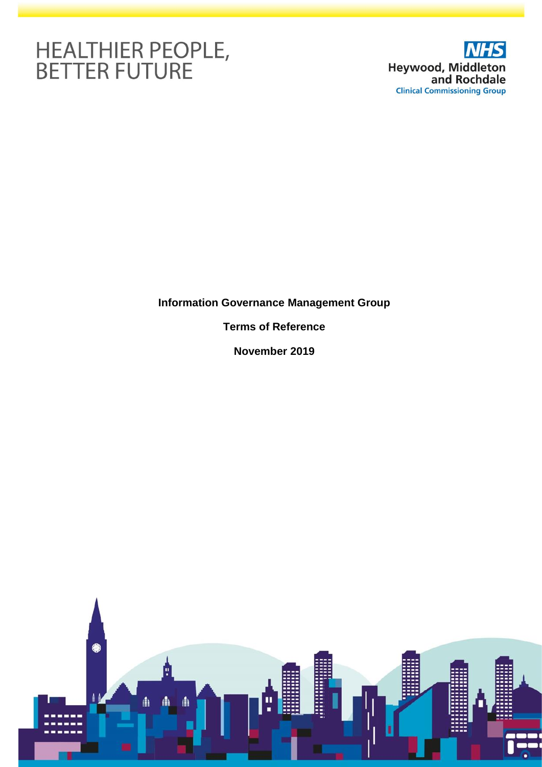HEALTHIER PEOPLE, BETTER FUTURE

NHS Heywood, Middleton and Rochdale Clinical Commissioning Group

**Information Governance Management Group**

**Terms of Reference**

**November 2019**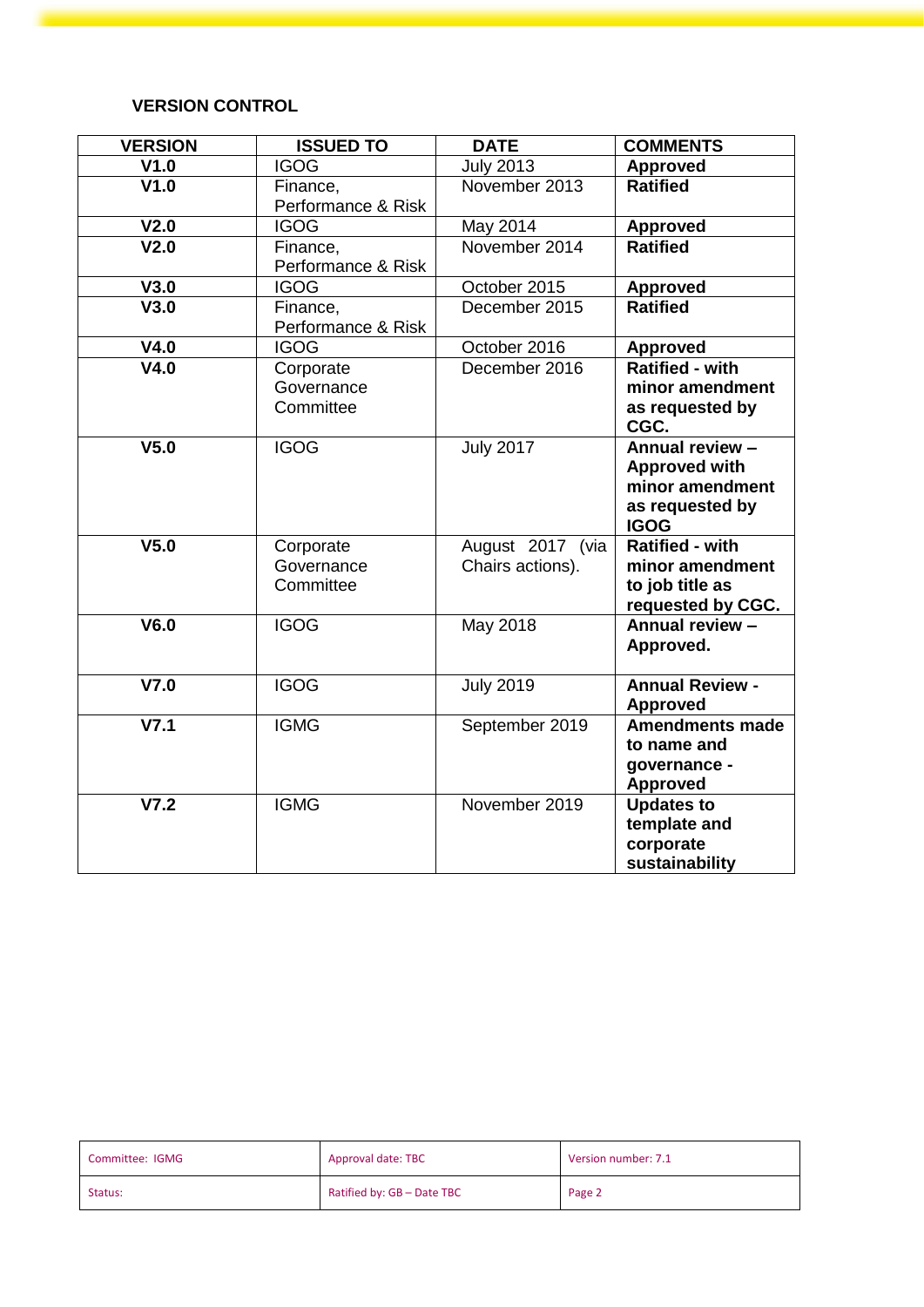**VERSION CONTROL**

| VERSION | ISSUED TO | DATE | COMMENTS |
|---|---|---|---|
| **V1.0** | IGOG | July 2013 | **Approved** |
| **V1.0** | Finance, Performance & Risk | November 2013 | **Ratified** |
| **V2.0** | IGOG | May 2014 | **Approved** |
| **V2.0** | Finance, Performance & Risk | November 2014 | **Ratified** |
| **V3.0** | IGOG | October 2015 | **Approved** |
| **V3.0** | Finance, Performance & Risk | December 2015 | **Ratified** |
| **V4.0** | IGOG | October 2016 | **Approved** |
| **V4.0** | Corporate Governance Committee | December 2016 | **Ratified - with minor amendment as requested by CGC.** |
| **V5.0** | IGOG | July 2017 | **Annual review – Approved with minor amendment as requested by IGOG** |
| **V5.0** | Corporate Governance Committee | August 2017 (via Chairs actions). | **Ratified - with minor amendment to job title as requested by CGC.** |
| **V6.0** | IGOG | May 2018 | **Annual review – Approved.** |
| **V7.0** | IGOG | July 2019 | **Annual Review - Approved** |
| **V7.1** | IGMG | September 2019 | **Amendments made to name and governance - Approved** |
| **V7.2** | IGMG | November 2019 | **Updates to template and corporate sustainability** |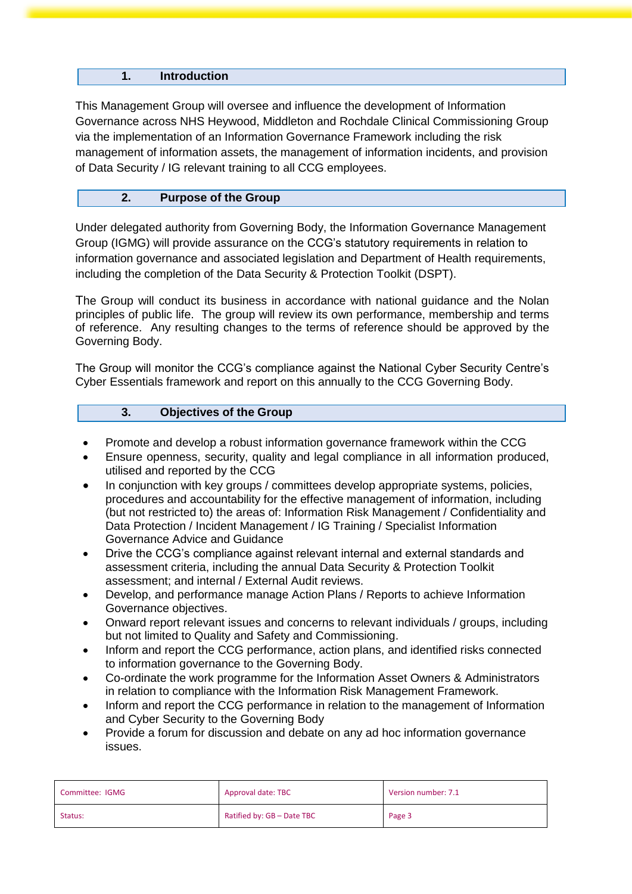## 1. Introduction

This Management Group will oversee and influence the development of Information Governance across NHS Heywood, Middleton and Rochdale Clinical Commissioning Group via the implementation of an Information Governance Framework including the risk management of information assets, the management of information incidents, and provision of Data Security / IG relevant training to all CCG employees.

## 2. Purpose of the Group

Under delegated authority from Governing Body, the Information Governance Management Group (IGMG) will provide assurance on the CCG's statutory requirements in relation to information governance and associated legislation and Department of Health requirements, including the completion of the Data Security & Protection Toolkit (DSPT).

The Group will conduct its business in accordance with national guidance and the Nolan principles of public life. The group will review its own performance, membership and terms of reference. Any resulting changes to the terms of reference should be approved by the Governing Body.

The Group will monitor the CCG's compliance against the National Cyber Security Centre's Cyber Essentials framework and report on this annually to the CCG Governing Body.

## 3. Objectives of the Group

- Promote and develop a robust information governance framework within the CCG
- Ensure openness, security, quality and legal compliance in all information produced, utilised and reported by the CCG
- In conjunction with key groups / committees develop appropriate systems, policies, procedures and accountability for the effective management of information, including (but not restricted to) the areas of: Information Risk Management / Confidentiality and Data Protection / Incident Management / IG Training / Specialist Information Governance Advice and Guidance
- Drive the CCG's compliance against relevant internal and external standards and assessment criteria, including the annual Data Security & Protection Toolkit assessment; and internal / External Audit reviews.
- Develop, and performance manage Action Plans / Reports to achieve Information Governance objectives.
- Onward report relevant issues and concerns to relevant individuals / groups, including but not limited to Quality and Safety and Commissioning.
- Inform and report the CCG performance, action plans, and identified risks connected to information governance to the Governing Body.
- Co-ordinate the work programme for the Information Asset Owners & Administrators in relation to compliance with the Information Risk Management Framework.
- Inform and report the CCG performance in relation to the management of Information and Cyber Security to the Governing Body
- Provide a forum for discussion and debate on any ad hoc information governance issues.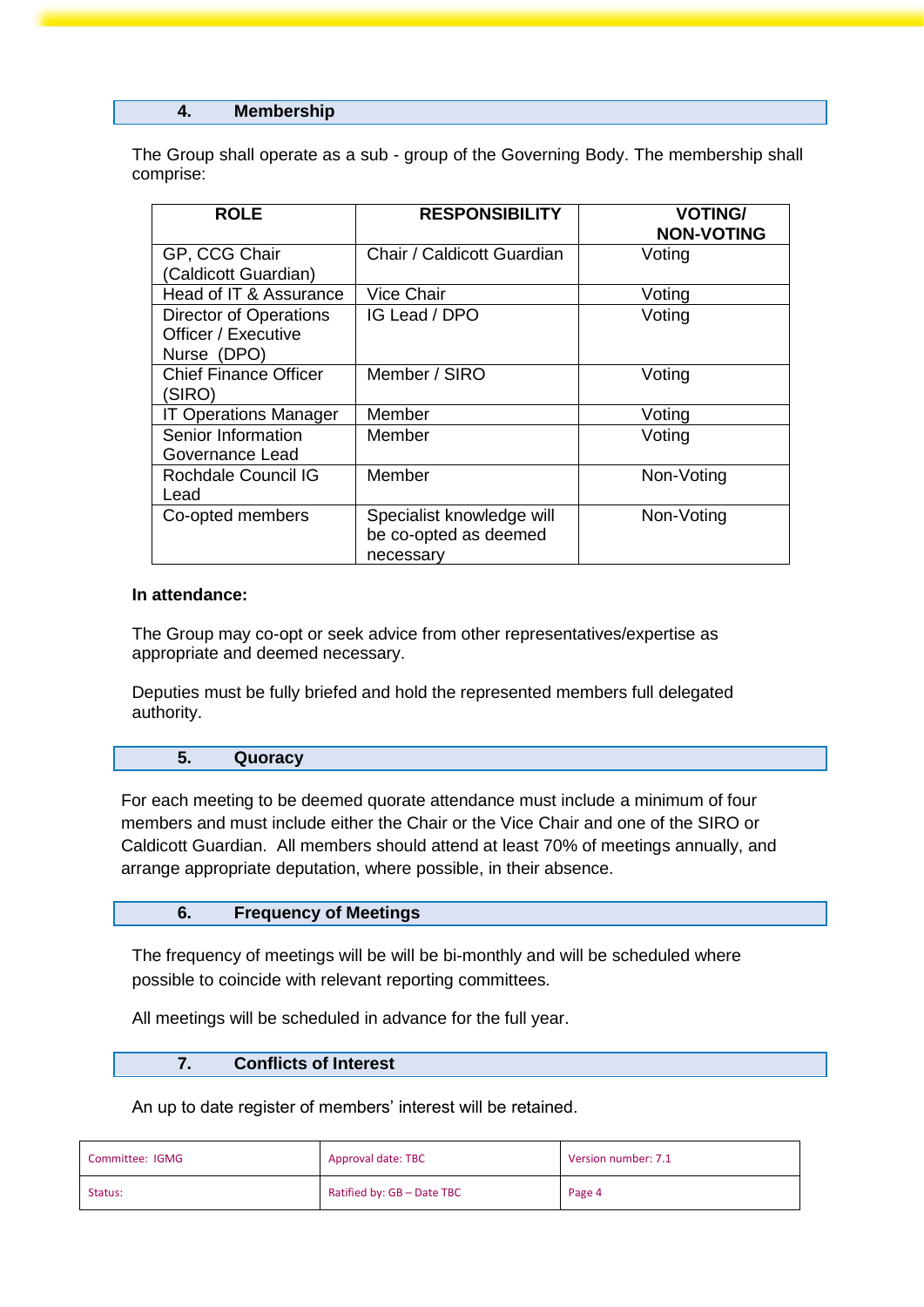## 4. Membership

The Group shall operate as a sub - group of the Governing Body. The membership shall comprise:

| ROLE | RESPONSIBILITY | VOTING/ NON-VOTING |
|---|---|---|
| GP, CCG Chair (Caldicott Guardian) | Chair / Caldicott Guardian | Voting |
| Head of IT & Assurance | Vice Chair | Voting |
| Director of Operations Officer / Executive Nurse (DPO) | IG Lead / DPO | Voting |
| Chief Finance Officer (SIRO) | Member / SIRO | Voting |
| IT Operations Manager | Member | Voting |
| Senior Information Governance Lead | Member | Voting |
| Rochdale Council IG Lead | Member | Non-Voting |
| Co-opted members | Specialist knowledge will be co-opted as deemed necessary | Non-Voting |

**In attendance:**

The Group may co-opt or seek advice from other representatives/expertise as appropriate and deemed necessary.

Deputies must be fully briefed and hold the represented members full delegated authority.

## 5. Quoracy

For each meeting to be deemed quorate attendance must include a minimum of four members and must include either the Chair or the Vice Chair and one of the SIRO or Caldicott Guardian. All members should attend at least 70% of meetings annually, and arrange appropriate deputation, where possible, in their absence.

## 6. Frequency of Meetings

The frequency of meetings will be will be bi-monthly and will be scheduled where possible to coincide with relevant reporting committees.

All meetings will be scheduled in advance for the full year.

## 7. Conflicts of Interest

An up to date register of members' interest will be retained.

| Committee: IGMG | Approval date: TBC | Version number: 7.1 |
|---|---|---|
| Status: | Ratified by: GB – Date TBC | Page 4 |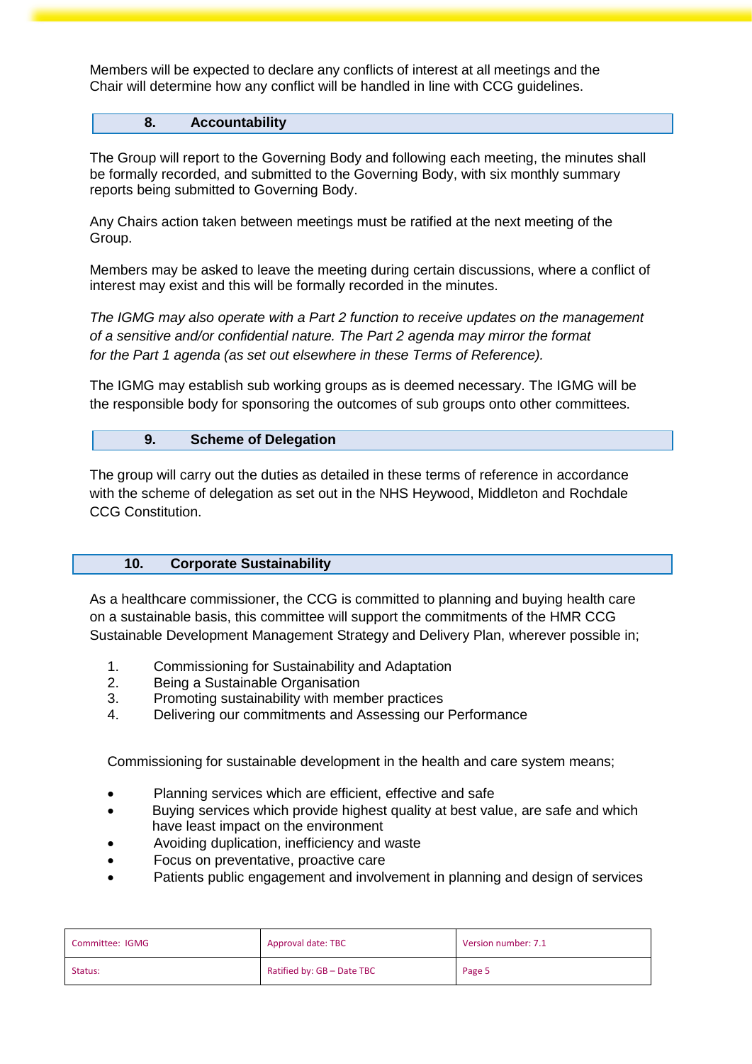Members will be expected to declare any conflicts of interest at all meetings and the Chair will determine how any conflict will be handled in line with CCG guidelines.

## 8. Accountability

The Group will report to the Governing Body and following each meeting, the minutes shall be formally recorded, and submitted to the Governing Body, with six monthly summary reports being submitted to Governing Body.

Any Chairs action taken between meetings must be ratified at the next meeting of the Group.

Members may be asked to leave the meeting during certain discussions, where a conflict of interest may exist and this will be formally recorded in the minutes.

*The IGMG may also operate with a Part 2 function to receive updates on the management of a sensitive and/or confidential nature. The Part 2 agenda may mirror the format for the Part 1 agenda (as set out elsewhere in these Terms of Reference).*

The IGMG may establish sub working groups as is deemed necessary. The IGMG will be the responsible body for sponsoring the outcomes of sub groups onto other committees.

## 9. Scheme of Delegation

The group will carry out the duties as detailed in these terms of reference in accordance with the scheme of delegation as set out in the NHS Heywood, Middleton and Rochdale CCG Constitution.

## 10. Corporate Sustainability

As a healthcare commissioner, the CCG is committed to planning and buying health care on a sustainable basis, this committee will support the commitments of the HMR CCG Sustainable Development Management Strategy and Delivery Plan, wherever possible in;

1. Commissioning for Sustainability and Adaptation
2. Being a Sustainable Organisation
3. Promoting sustainability with member practices
4. Delivering our commitments and Assessing our Performance

Commissioning for sustainable development in the health and care system means;

- Planning services which are efficient, effective and safe
- Buying services which provide highest quality at best value, are safe and which have least impact on the environment
- Avoiding duplication, inefficiency and waste
- Focus on preventative, proactive care
- Patients public engagement and involvement in planning and design of services

| Committee: IGMG | Approval date: TBC | Version number: 7.1 |
| --- | --- | --- |
| Status: | Ratified by: GB – Date TBC | Page 5 |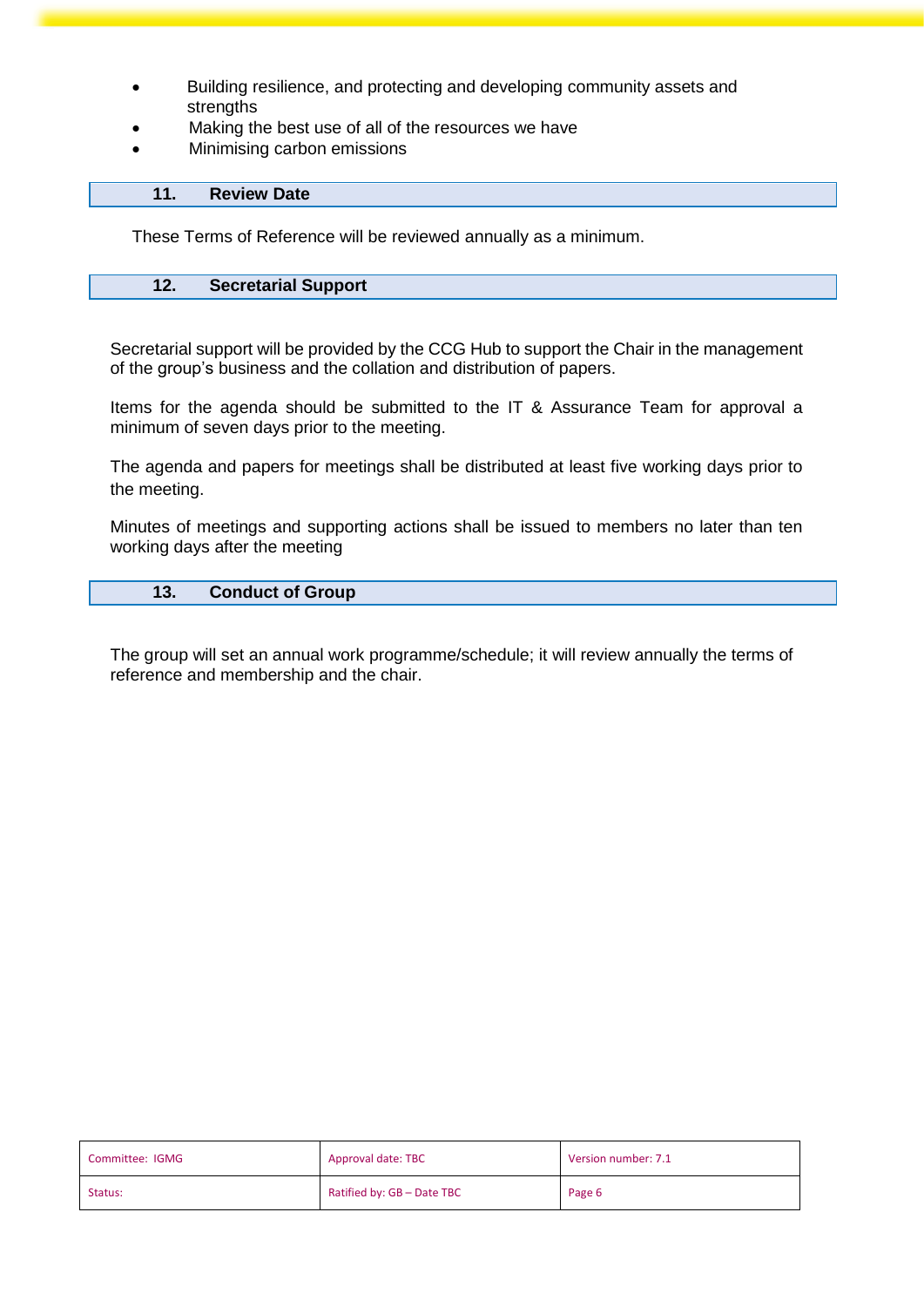- Building resilience, and protecting and developing community assets and strengths
- Making the best use of all of the resources we have
- Minimising carbon emissions

## 11. Review Date

These Terms of Reference will be reviewed annually as a minimum.

## 12. Secretarial Support

Secretarial support will be provided by the CCG Hub to support the Chair in the management of the group's business and the collation and distribution of papers.

Items for the agenda should be submitted to the IT & Assurance Team for approval a minimum of seven days prior to the meeting.

The agenda and papers for meetings shall be distributed at least five working days prior to the meeting.

Minutes of meetings and supporting actions shall be issued to members no later than ten working days after the meeting

## 13. Conduct of Group

The group will set an annual work programme/schedule; it will review annually the terms of reference and membership and the chair.